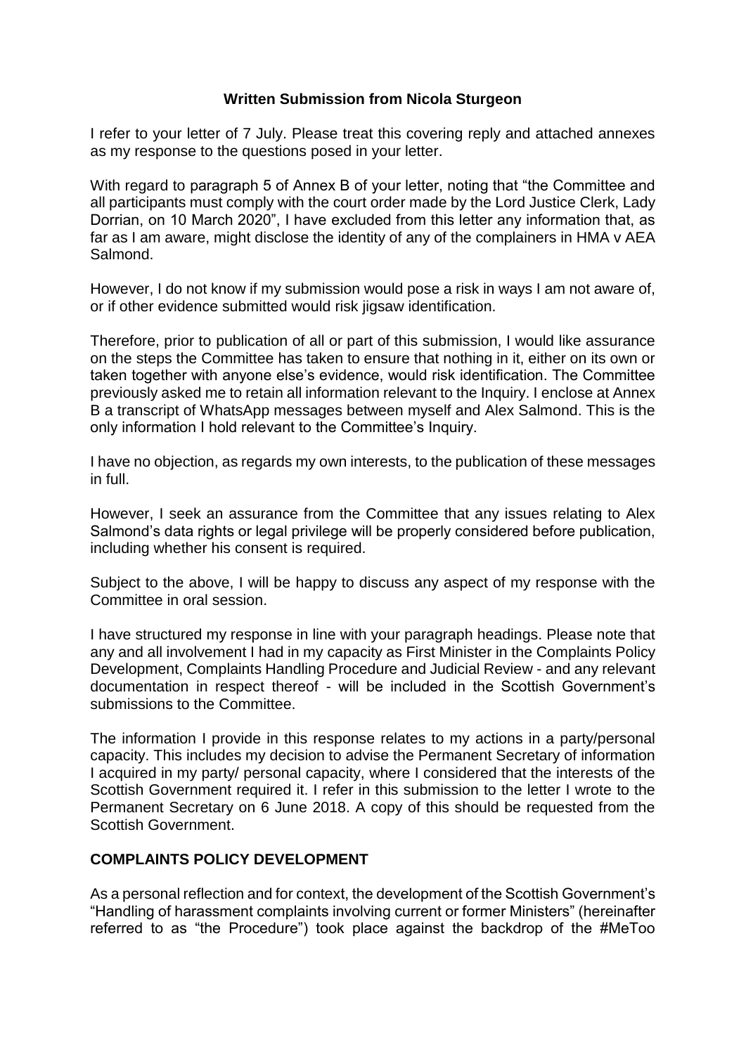**Written Submission from Nicola Sturgeon**

I refer to your letter of 7 July. Please treat this covering reply and attached annexes as my response to the questions posed in your letter.

With regard to paragraph 5 of Annex B of your letter, noting that "the Committee and all participants must comply with the court order made by the Lord Justice Clerk, Lady Dorrian, on 10 March 2020", I have excluded from this letter any information that, as far as I am aware, might disclose the identity of any of the complainers in HMA v AEA Salmond.

However, I do not know if my submission would pose a risk in ways I am not aware of, or if other evidence submitted would risk jigsaw identification.

Therefore, prior to publication of all or part of this submission, I would like assurance on the steps the Committee has taken to ensure that nothing in it, either on its own or taken together with anyone else's evidence, would risk identification. The Committee previously asked me to retain all information relevant to the Inquiry. I enclose at Annex B a transcript of WhatsApp messages between myself and Alex Salmond. This is the only information I hold relevant to the Committee's Inquiry.

I have no objection, as regards my own interests, to the publication of these messages in full.

However, I seek an assurance from the Committee that any issues relating to Alex Salmond's data rights or legal privilege will be properly considered before publication, including whether his consent is required.

Subject to the above, I will be happy to discuss any aspect of my response with the Committee in oral session.

I have structured my response in line with your paragraph headings. Please note that any and all involvement I had in my capacity as First Minister in the Complaints Policy Development, Complaints Handling Procedure and Judicial Review - and any relevant documentation in respect thereof - will be included in the Scottish Government's submissions to the Committee.

The information I provide in this response relates to my actions in a party/personal capacity. This includes my decision to advise the Permanent Secretary of information I acquired in my party/ personal capacity, where I considered that the interests of the Scottish Government required it. I refer in this submission to the letter I wrote to the Permanent Secretary on 6 June 2018. A copy of this should be requested from the Scottish Government.

**COMPLAINTS POLICY DEVELOPMENT**

As a personal reflection and for context, the development of the Scottish Government's "Handling of harassment complaints involving current or former Ministers" (hereinafter referred to as "the Procedure") took place against the backdrop of the #MeToo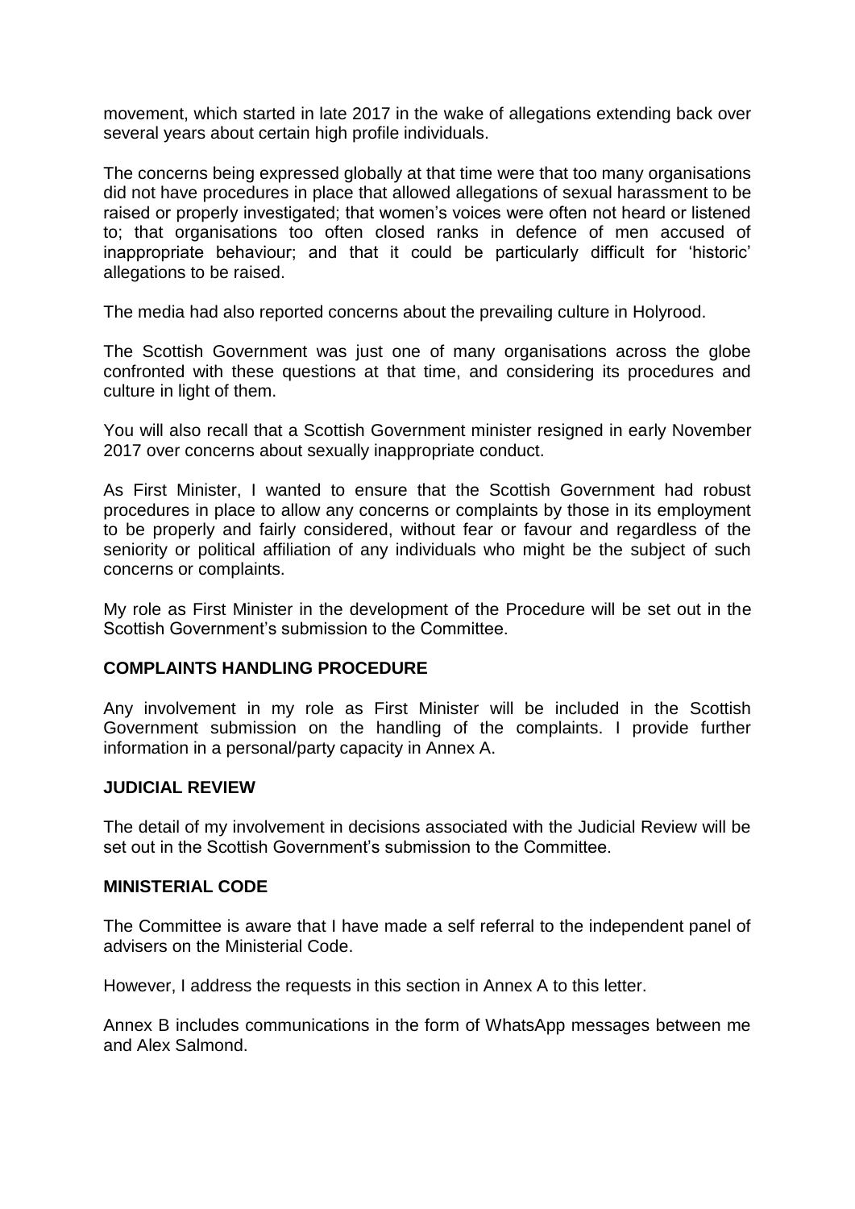movement, which started in late 2017 in the wake of allegations extending back over several years about certain high profile individuals.

The concerns being expressed globally at that time were that too many organisations did not have procedures in place that allowed allegations of sexual harassment to be raised or properly investigated; that women's voices were often not heard or listened to; that organisations too often closed ranks in defence of men accused of inappropriate behaviour; and that it could be particularly difficult for 'historic' allegations to be raised.

The media had also reported concerns about the prevailing culture in Holyrood.

The Scottish Government was just one of many organisations across the globe confronted with these questions at that time, and considering its procedures and culture in light of them.

You will also recall that a Scottish Government minister resigned in early November 2017 over concerns about sexually inappropriate conduct.

As First Minister, I wanted to ensure that the Scottish Government had robust procedures in place to allow any concerns or complaints by those in its employment to be properly and fairly considered, without fear or favour and regardless of the seniority or political affiliation of any individuals who might be the subject of such concerns or complaints.

My role as First Minister in the development of the Procedure will be set out in the Scottish Government's submission to the Committee.

**COMPLAINTS HANDLING PROCEDURE**

Any involvement in my role as First Minister will be included in the Scottish Government submission on the handling of the complaints. I provide further information in a personal/party capacity in Annex A.

**JUDICIAL REVIEW**

The detail of my involvement in decisions associated with the Judicial Review will be set out in the Scottish Government's submission to the Committee.

**MINISTERIAL CODE**

The Committee is aware that I have made a self referral to the independent panel of advisers on the Ministerial Code.

However, I address the requests in this section in Annex A to this letter.

Annex B includes communications in the form of WhatsApp messages between me and Alex Salmond.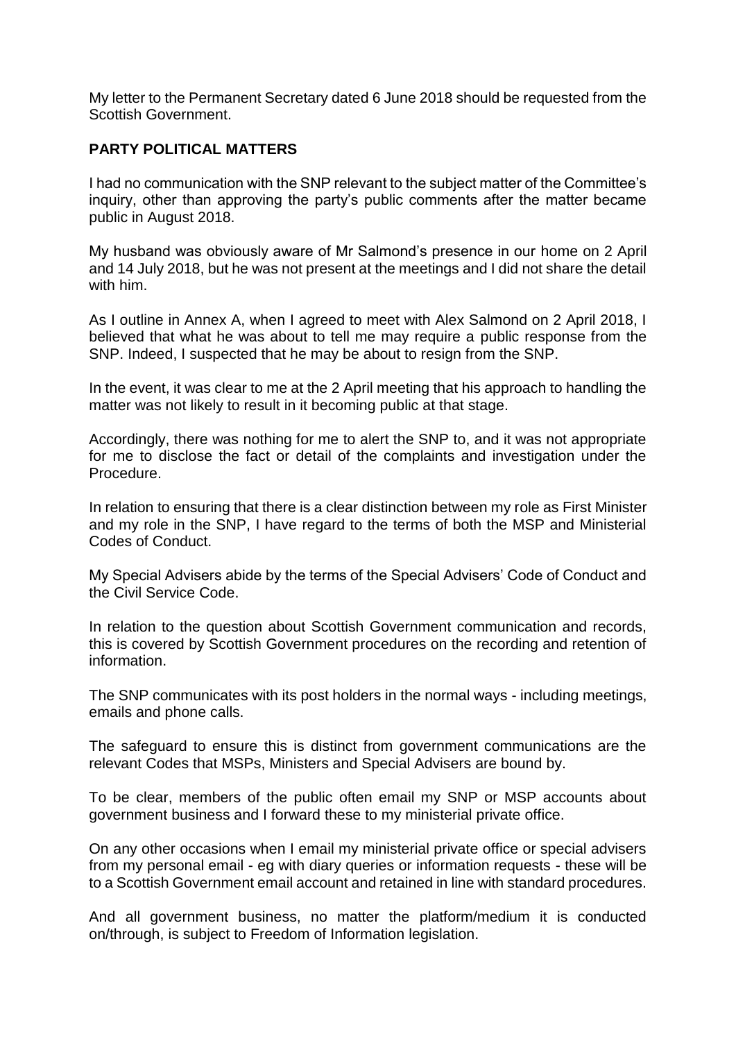My letter to the Permanent Secretary dated 6 June 2018 should be requested from the Scottish Government.

**PARTY POLITICAL MATTERS**

I had no communication with the SNP relevant to the subject matter of the Committee's inquiry, other than approving the party's public comments after the matter became public in August 2018.

My husband was obviously aware of Mr Salmond's presence in our home on 2 April and 14 July 2018, but he was not present at the meetings and I did not share the detail with him.

As I outline in Annex A, when I agreed to meet with Alex Salmond on 2 April 2018, I believed that what he was about to tell me may require a public response from the SNP. Indeed, I suspected that he may be about to resign from the SNP.

In the event, it was clear to me at the 2 April meeting that his approach to handling the matter was not likely to result in it becoming public at that stage.

Accordingly, there was nothing for me to alert the SNP to, and it was not appropriate for me to disclose the fact or detail of the complaints and investigation under the Procedure.

In relation to ensuring that there is a clear distinction between my role as First Minister and my role in the SNP, I have regard to the terms of both the MSP and Ministerial Codes of Conduct.

My Special Advisers abide by the terms of the Special Advisers' Code of Conduct and the Civil Service Code.

In relation to the question about Scottish Government communication and records, this is covered by Scottish Government procedures on the recording and retention of information.

The SNP communicates with its post holders in the normal ways - including meetings, emails and phone calls.

The safeguard to ensure this is distinct from government communications are the relevant Codes that MSPs, Ministers and Special Advisers are bound by.

To be clear, members of the public often email my SNP or MSP accounts about government business and I forward these to my ministerial private office.

On any other occasions when I email my ministerial private office or special advisers from my personal email - eg with diary queries or information requests - these will be to a Scottish Government email account and retained in line with standard procedures.

And all government business, no matter the platform/medium it is conducted on/through, is subject to Freedom of Information legislation.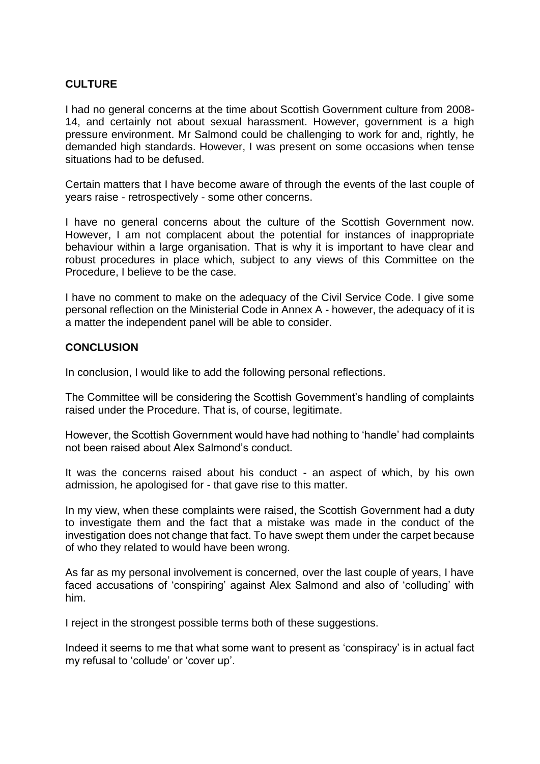## CULTURE

I had no general concerns at the time about Scottish Government culture from 2008-14, and certainly not about sexual harassment. However, government is a high pressure environment. Mr Salmond could be challenging to work for and, rightly, he demanded high standards. However, I was present on some occasions when tense situations had to be defused.

Certain matters that I have become aware of through the events of the last couple of years raise - retrospectively - some other concerns.

I have no general concerns about the culture of the Scottish Government now. However, I am not complacent about the potential for instances of inappropriate behaviour within a large organisation. That is why it is important to have clear and robust procedures in place which, subject to any views of this Committee on the Procedure, I believe to be the case.

I have no comment to make on the adequacy of the Civil Service Code. I give some personal reflection on the Ministerial Code in Annex A - however, the adequacy of it is a matter the independent panel will be able to consider.

## CONCLUSION

In conclusion, I would like to add the following personal reflections.

The Committee will be considering the Scottish Government's handling of complaints raised under the Procedure. That is, of course, legitimate.

However, the Scottish Government would have had nothing to 'handle' had complaints not been raised about Alex Salmond's conduct.

It was the concerns raised about his conduct - an aspect of which, by his own admission, he apologised for - that gave rise to this matter.

In my view, when these complaints were raised, the Scottish Government had a duty to investigate them and the fact that a mistake was made in the conduct of the investigation does not change that fact. To have swept them under the carpet because of who they related to would have been wrong.

As far as my personal involvement is concerned, over the last couple of years, I have faced accusations of 'conspiring' against Alex Salmond and also of 'colluding' with him.

I reject in the strongest possible terms both of these suggestions.

Indeed it seems to me that what some want to present as 'conspiracy' is in actual fact my refusal to 'collude' or 'cover up'.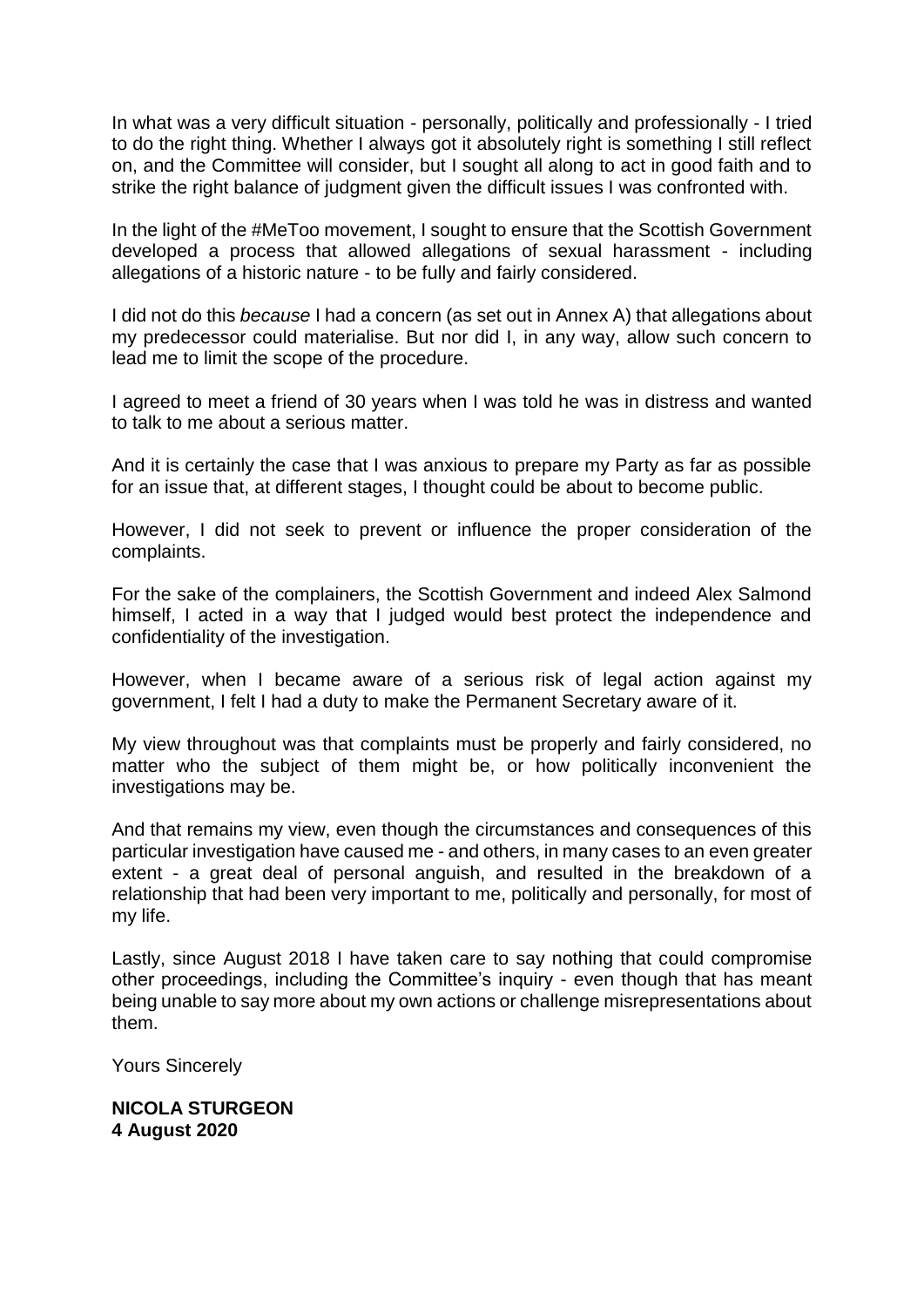In what was a very difficult situation - personally, politically and professionally - I tried to do the right thing. Whether I always got it absolutely right is something I still reflect on, and the Committee will consider, but I sought all along to act in good faith and to strike the right balance of judgment given the difficult issues I was confronted with.

In the light of the #MeToo movement, I sought to ensure that the Scottish Government developed a process that allowed allegations of sexual harassment - including allegations of a historic nature - to be fully and fairly considered.

I did not do this *because* I had a concern (as set out in Annex A) that allegations about my predecessor could materialise. But nor did I, in any way, allow such concern to lead me to limit the scope of the procedure.

I agreed to meet a friend of 30 years when I was told he was in distress and wanted to talk to me about a serious matter.

And it is certainly the case that I was anxious to prepare my Party as far as possible for an issue that, at different stages, I thought could be about to become public.

However, I did not seek to prevent or influence the proper consideration of the complaints.

For the sake of the complainers, the Scottish Government and indeed Alex Salmond himself, I acted in a way that I judged would best protect the independence and confidentiality of the investigation.

However, when I became aware of a serious risk of legal action against my government, I felt I had a duty to make the Permanent Secretary aware of it.

My view throughout was that complaints must be properly and fairly considered, no matter who the subject of them might be, or how politically inconvenient the investigations may be.

And that remains my view, even though the circumstances and consequences of this particular investigation have caused me - and others, in many cases to an even greater extent - a great deal of personal anguish, and resulted in the breakdown of a relationship that had been very important to me, politically and personally, for most of my life.

Lastly, since August 2018 I have taken care to say nothing that could compromise other proceedings, including the Committee's inquiry - even though that has meant being unable to say more about my own actions or challenge misrepresentations about them.

Yours Sincerely

**NICOLA STURGEON**
**4 August 2020**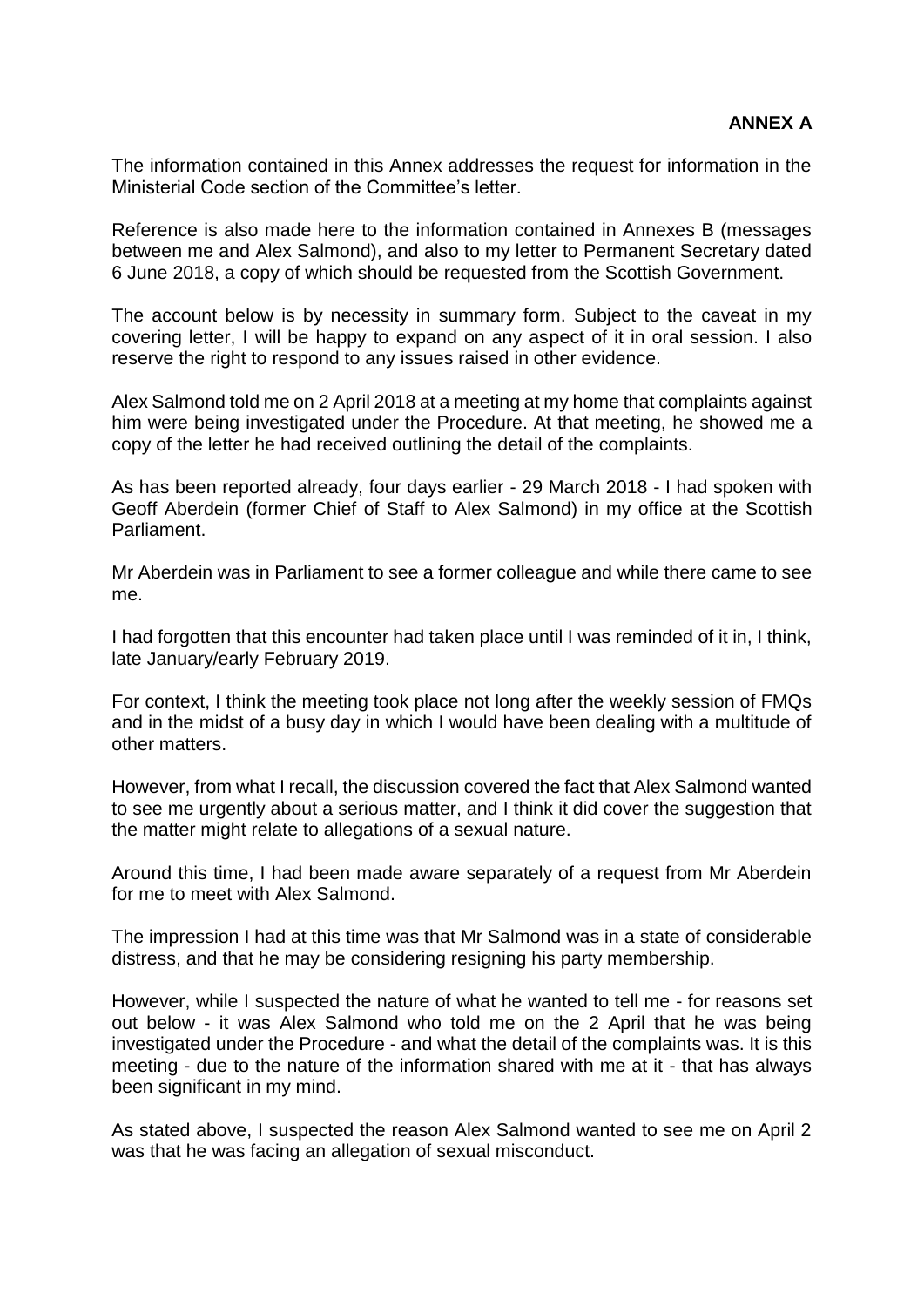**ANNEX A**

The information contained in this Annex addresses the request for information in the Ministerial Code section of the Committee's letter.

Reference is also made here to the information contained in Annexes B (messages between me and Alex Salmond), and also to my letter to Permanent Secretary dated 6 June 2018, a copy of which should be requested from the Scottish Government.

The account below is by necessity in summary form. Subject to the caveat in my covering letter, I will be happy to expand on any aspect of it in oral session. I also reserve the right to respond to any issues raised in other evidence.

Alex Salmond told me on 2 April 2018 at a meeting at my home that complaints against him were being investigated under the Procedure. At that meeting, he showed me a copy of the letter he had received outlining the detail of the complaints.

As has been reported already, four days earlier - 29 March 2018 - I had spoken with Geoff Aberdein (former Chief of Staff to Alex Salmond) in my office at the Scottish Parliament.

Mr Aberdein was in Parliament to see a former colleague and while there came to see me.

I had forgotten that this encounter had taken place until I was reminded of it in, I think, late January/early February 2019.

For context, I think the meeting took place not long after the weekly session of FMQs and in the midst of a busy day in which I would have been dealing with a multitude of other matters.

However, from what I recall, the discussion covered the fact that Alex Salmond wanted to see me urgently about a serious matter, and I think it did cover the suggestion that the matter might relate to allegations of a sexual nature.

Around this time, I had been made aware separately of a request from Mr Aberdein for me to meet with Alex Salmond.

The impression I had at this time was that Mr Salmond was in a state of considerable distress, and that he may be considering resigning his party membership.

However, while I suspected the nature of what he wanted to tell me - for reasons set out below - it was Alex Salmond who told me on the 2 April that he was being investigated under the Procedure - and what the detail of the complaints was. It is this meeting - due to the nature of the information shared with me at it - that has always been significant in my mind.

As stated above, I suspected the reason Alex Salmond wanted to see me on April 2 was that he was facing an allegation of sexual misconduct.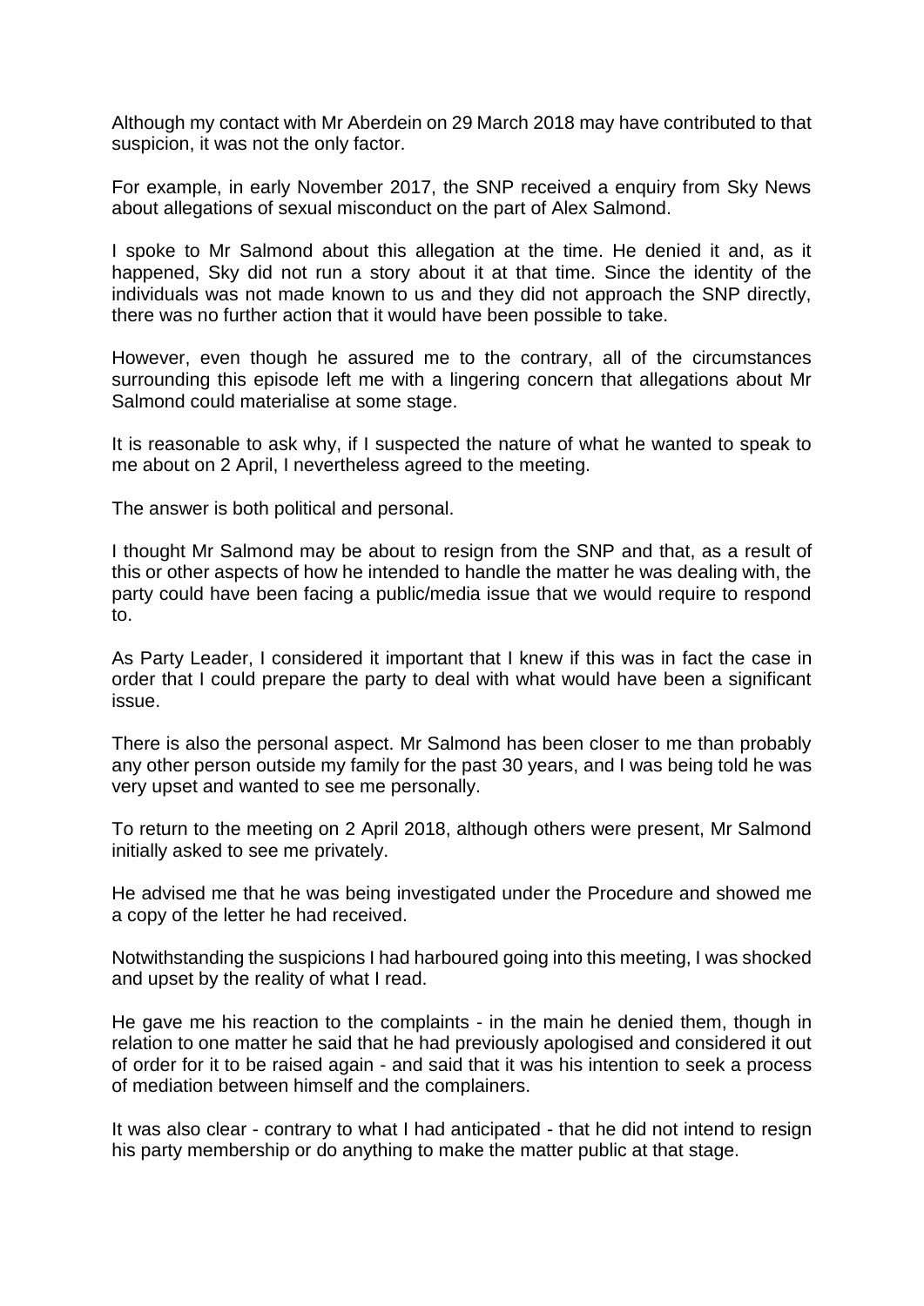Although my contact with Mr Aberdein on 29 March 2018 may have contributed to that suspicion, it was not the only factor.

For example, in early November 2017, the SNP received a enquiry from Sky News about allegations of sexual misconduct on the part of Alex Salmond.

I spoke to Mr Salmond about this allegation at the time. He denied it and, as it happened, Sky did not run a story about it at that time. Since the identity of the individuals was not made known to us and they did not approach the SNP directly, there was no further action that it would have been possible to take.

However, even though he assured me to the contrary, all of the circumstances surrounding this episode left me with a lingering concern that allegations about Mr Salmond could materialise at some stage.

It is reasonable to ask why, if I suspected the nature of what he wanted to speak to me about on 2 April, I nevertheless agreed to the meeting.

The answer is both political and personal.

I thought Mr Salmond may be about to resign from the SNP and that, as a result of this or other aspects of how he intended to handle the matter he was dealing with, the party could have been facing a public/media issue that we would require to respond to.

As Party Leader, I considered it important that I knew if this was in fact the case in order that I could prepare the party to deal with what would have been a significant issue.

There is also the personal aspect. Mr Salmond has been closer to me than probably any other person outside my family for the past 30 years, and I was being told he was very upset and wanted to see me personally.

To return to the meeting on 2 April 2018, although others were present, Mr Salmond initially asked to see me privately.

He advised me that he was being investigated under the Procedure and showed me a copy of the letter he had received.

Notwithstanding the suspicions I had harboured going into this meeting, I was shocked and upset by the reality of what I read.

He gave me his reaction to the complaints - in the main he denied them, though in relation to one matter he said that he had previously apologised and considered it out of order for it to be raised again - and said that it was his intention to seek a process of mediation between himself and the complainers.

It was also clear - contrary to what I had anticipated - that he did not intend to resign his party membership or do anything to make the matter public at that stage.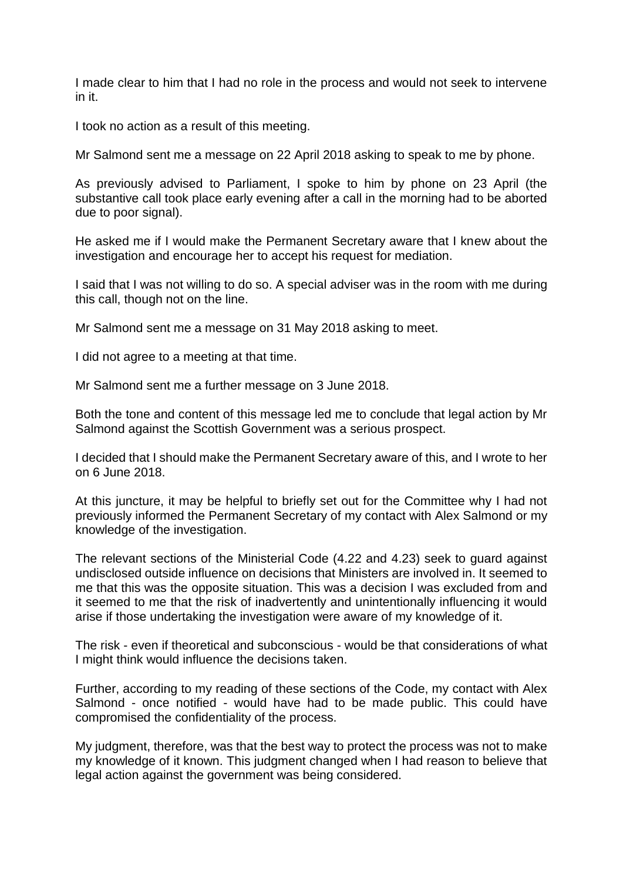I made clear to him that I had no role in the process and would not seek to intervene in it.

I took no action as a result of this meeting.

Mr Salmond sent me a message on 22 April 2018 asking to speak to me by phone.

As previously advised to Parliament, I spoke to him by phone on 23 April (the substantive call took place early evening after a call in the morning had to be aborted due to poor signal).

He asked me if I would make the Permanent Secretary aware that I knew about the investigation and encourage her to accept his request for mediation.

I said that I was not willing to do so. A special adviser was in the room with me during this call, though not on the line.

Mr Salmond sent me a message on 31 May 2018 asking to meet.

I did not agree to a meeting at that time.

Mr Salmond sent me a further message on 3 June 2018.

Both the tone and content of this message led me to conclude that legal action by Mr Salmond against the Scottish Government was a serious prospect.

I decided that I should make the Permanent Secretary aware of this, and I wrote to her on 6 June 2018.

At this juncture, it may be helpful to briefly set out for the Committee why I had not previously informed the Permanent Secretary of my contact with Alex Salmond or my knowledge of the investigation.

The relevant sections of the Ministerial Code (4.22 and 4.23) seek to guard against undisclosed outside influence on decisions that Ministers are involved in. It seemed to me that this was the opposite situation. This was a decision I was excluded from and it seemed to me that the risk of inadvertently and unintentionally influencing it would arise if those undertaking the investigation were aware of my knowledge of it.

The risk - even if theoretical and subconscious - would be that considerations of what I might think would influence the decisions taken.

Further, according to my reading of these sections of the Code, my contact with Alex Salmond - once notified - would have had to be made public. This could have compromised the confidentiality of the process.

My judgment, therefore, was that the best way to protect the process was not to make my knowledge of it known. This judgment changed when I had reason to believe that legal action against the government was being considered.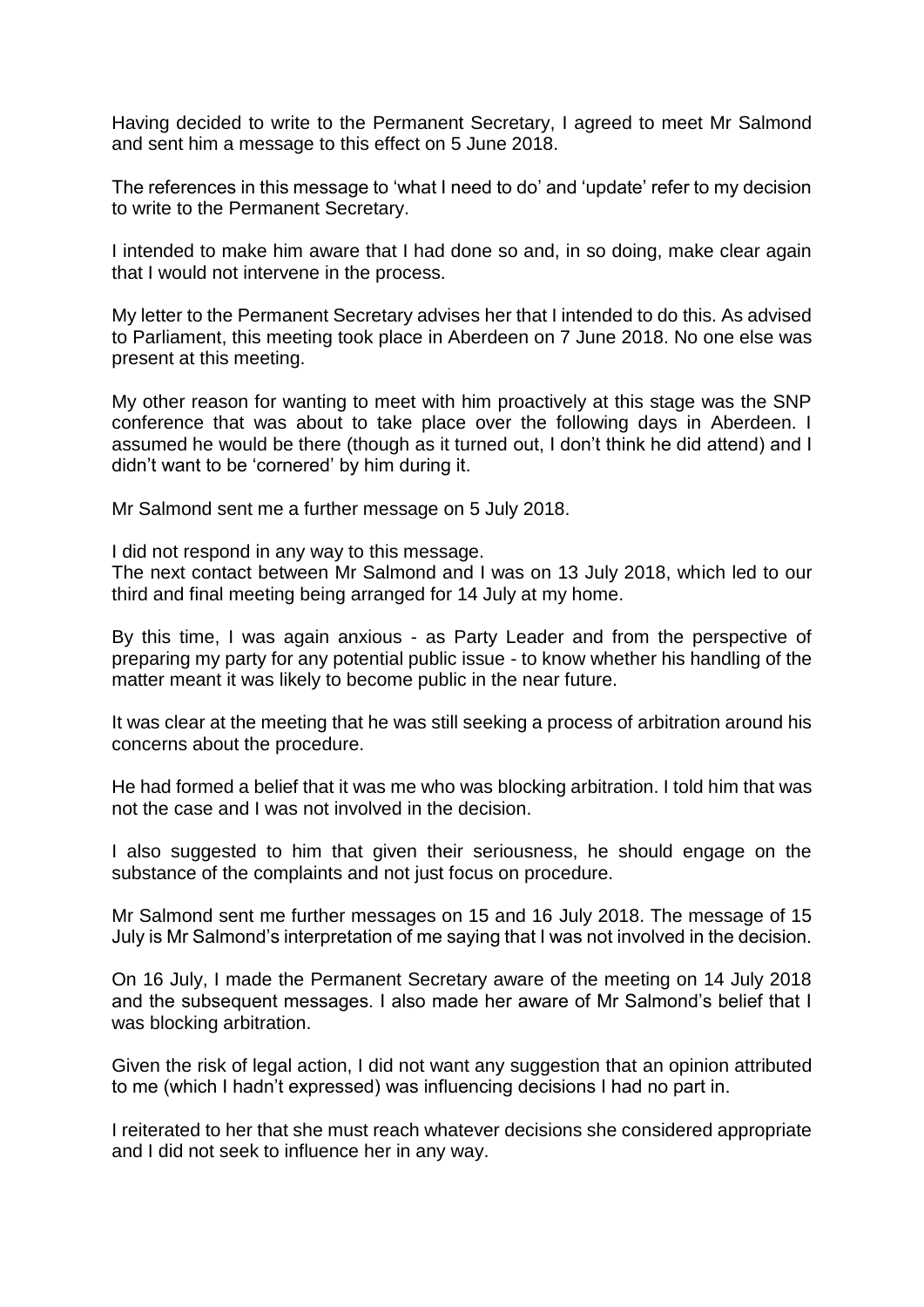Having decided to write to the Permanent Secretary, I agreed to meet Mr Salmond and sent him a message to this effect on 5 June 2018.

The references in this message to 'what I need to do' and 'update' refer to my decision to write to the Permanent Secretary.

I intended to make him aware that I had done so and, in so doing, make clear again that I would not intervene in the process.

My letter to the Permanent Secretary advises her that I intended to do this. As advised to Parliament, this meeting took place in Aberdeen on 7 June 2018. No one else was present at this meeting.

My other reason for wanting to meet with him proactively at this stage was the SNP conference that was about to take place over the following days in Aberdeen. I assumed he would be there (though as it turned out, I don't think he did attend) and I didn't want to be 'cornered' by him during it.

Mr Salmond sent me a further message on 5 July 2018.

I did not respond in any way to this message.
The next contact between Mr Salmond and I was on 13 July 2018, which led to our third and final meeting being arranged for 14 July at my home.

By this time, I was again anxious - as Party Leader and from the perspective of preparing my party for any potential public issue - to know whether his handling of the matter meant it was likely to become public in the near future.

It was clear at the meeting that he was still seeking a process of arbitration around his concerns about the procedure.

He had formed a belief that it was me who was blocking arbitration. I told him that was not the case and I was not involved in the decision.

I also suggested to him that given their seriousness, he should engage on the substance of the complaints and not just focus on procedure.

Mr Salmond sent me further messages on 15 and 16 July 2018. The message of 15 July is Mr Salmond's interpretation of me saying that I was not involved in the decision.

On 16 July, I made the Permanent Secretary aware of the meeting on 14 July 2018 and the subsequent messages. I also made her aware of Mr Salmond's belief that I was blocking arbitration.

Given the risk of legal action, I did not want any suggestion that an opinion attributed to me (which I hadn't expressed) was influencing decisions I had no part in.

I reiterated to her that she must reach whatever decisions she considered appropriate and I did not seek to influence her in any way.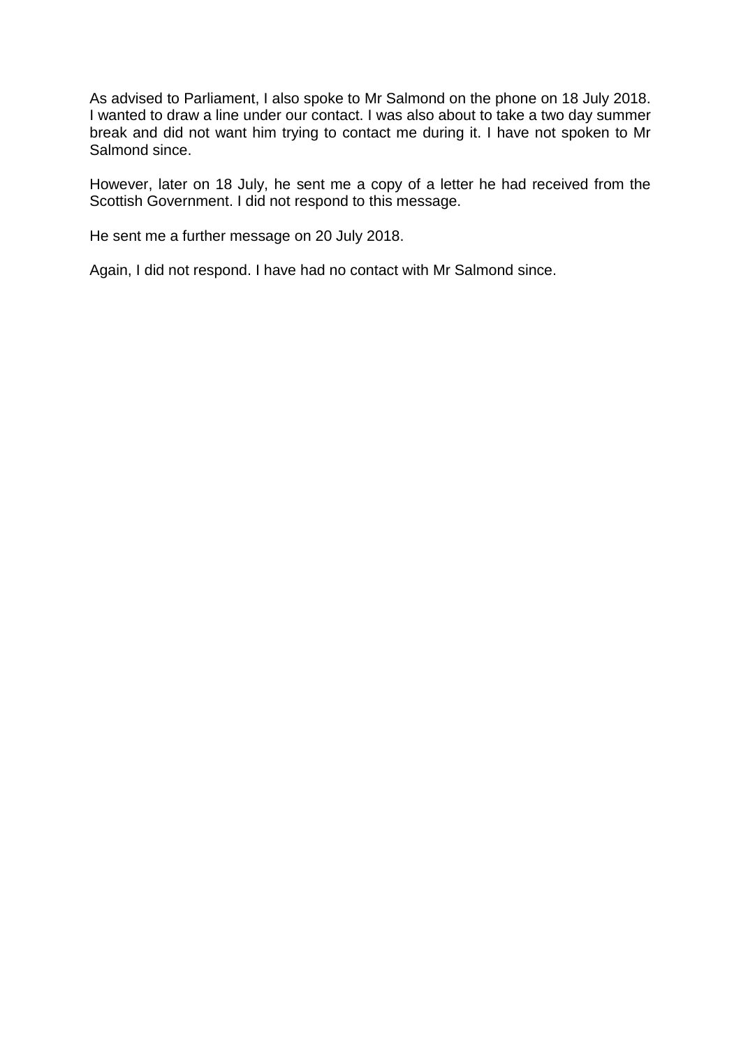As advised to Parliament, I also spoke to Mr Salmond on the phone on 18 July 2018. I wanted to draw a line under our contact. I was also about to take a two day summer break and did not want him trying to contact me during it. I have not spoken to Mr Salmond since.

However, later on 18 July, he sent me a copy of a letter he had received from the Scottish Government. I did not respond to this message.

He sent me a further message on 20 July 2018.

Again, I did not respond. I have had no contact with Mr Salmond since.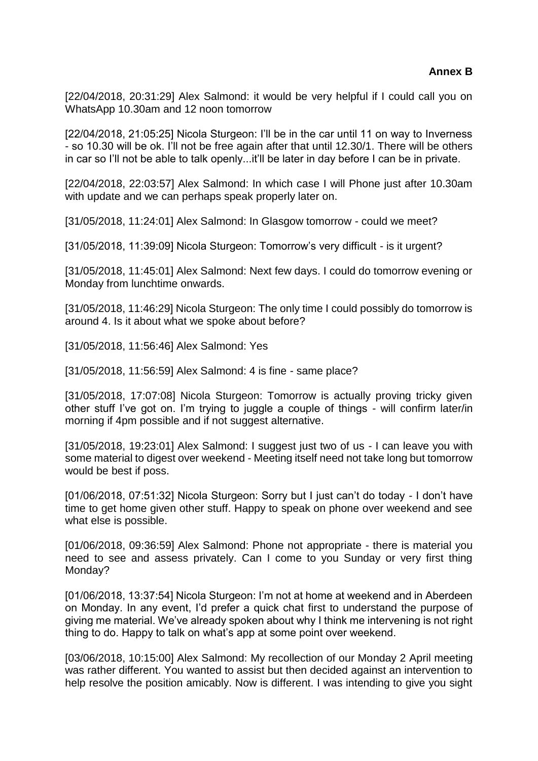**Annex B**

[22/04/2018, 20:31:29] Alex Salmond: it would be very helpful if I could call you on WhatsApp 10.30am and 12 noon tomorrow

[22/04/2018, 21:05:25] Nicola Sturgeon: I'll be in the car until 11 on way to Inverness - so 10.30 will be ok. I'll not be free again after that until 12.30/1. There will be others in car so I'll not be able to talk openly...it'll be later in day before I can be in private.

[22/04/2018, 22:03:57] Alex Salmond: In which case I will Phone just after 10.30am with update and we can perhaps speak properly later on.

[31/05/2018, 11:24:01] Alex Salmond: In Glasgow tomorrow - could we meet?

[31/05/2018, 11:39:09] Nicola Sturgeon: Tomorrow's very difficult - is it urgent?

[31/05/2018, 11:45:01] Alex Salmond: Next few days. I could do tomorrow evening or Monday from lunchtime onwards.

[31/05/2018, 11:46:29] Nicola Sturgeon: The only time I could possibly do tomorrow is around 4. Is it about what we spoke about before?

[31/05/2018, 11:56:46] Alex Salmond: Yes

[31/05/2018, 11:56:59] Alex Salmond: 4 is fine - same place?

[31/05/2018, 17:07:08] Nicola Sturgeon: Tomorrow is actually proving tricky given other stuff I've got on. I'm trying to juggle a couple of things - will confirm later/in morning if 4pm possible and if not suggest alternative.

[31/05/2018, 19:23:01] Alex Salmond: I suggest just two of us - I can leave you with some material to digest over weekend - Meeting itself need not take long but tomorrow would be best if poss.

[01/06/2018, 07:51:32] Nicola Sturgeon: Sorry but I just can't do today - I don't have time to get home given other stuff. Happy to speak on phone over weekend and see what else is possible.

[01/06/2018, 09:36:59] Alex Salmond: Phone not appropriate - there is material you need to see and assess privately. Can I come to you Sunday or very first thing Monday?

[01/06/2018, 13:37:54] Nicola Sturgeon: I'm not at home at weekend and in Aberdeen on Monday. In any event, I'd prefer a quick chat first to understand the purpose of giving me material. We've already spoken about why I think me intervening is not right thing to do. Happy to talk on what's app at some point over weekend.

[03/06/2018, 10:15:00] Alex Salmond: My recollection of our Monday 2 April meeting was rather different. You wanted to assist but then decided against an intervention to help resolve the position amicably. Now is different. I was intending to give you sight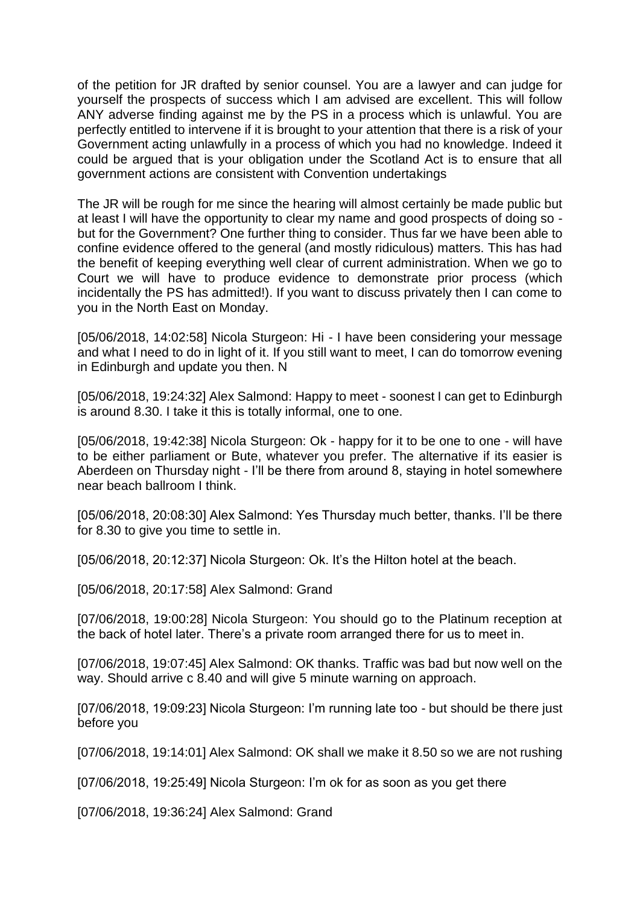of the petition for JR drafted by senior counsel. You are a lawyer and can judge for yourself the prospects of success which I am advised are excellent. This will follow ANY adverse finding against me by the PS in a process which is unlawful. You are perfectly entitled to intervene if it is brought to your attention that there is a risk of your Government acting unlawfully in a process of which you had no knowledge. Indeed it could be argued that is your obligation under the Scotland Act is to ensure that all government actions are consistent with Convention undertakings

The JR will be rough for me since the hearing will almost certainly be made public but at least I will have the opportunity to clear my name and good prospects of doing so - but for the Government? One further thing to consider. Thus far we have been able to confine evidence offered to the general (and mostly ridiculous) matters. This has had the benefit of keeping everything well clear of current administration. When we go to Court we will have to produce evidence to demonstrate prior process (which incidentally the PS has admitted!). If you want to discuss privately then I can come to you in the North East on Monday.

[05/06/2018, 14:02:58] Nicola Sturgeon: Hi - I have been considering your message and what I need to do in light of it. If you still want to meet, I can do tomorrow evening in Edinburgh and update you then. N

[05/06/2018, 19:24:32] Alex Salmond: Happy to meet - soonest I can get to Edinburgh is around 8.30. I take it this is totally informal, one to one.

[05/06/2018, 19:42:38] Nicola Sturgeon: Ok - happy for it to be one to one - will have to be either parliament or Bute, whatever you prefer. The alternative if its easier is Aberdeen on Thursday night - I'll be there from around 8, staying in hotel somewhere near beach ballroom I think.

[05/06/2018, 20:08:30] Alex Salmond: Yes Thursday much better, thanks. I'll be there for 8.30 to give you time to settle in.

[05/06/2018, 20:12:37] Nicola Sturgeon: Ok. It's the Hilton hotel at the beach.

[05/06/2018, 20:17:58] Alex Salmond: Grand

[07/06/2018, 19:00:28] Nicola Sturgeon: You should go to the Platinum reception at the back of hotel later. There's a private room arranged there for us to meet in.

[07/06/2018, 19:07:45] Alex Salmond: OK thanks. Traffic was bad but now well on the way. Should arrive c 8.40 and will give 5 minute warning on approach.

[07/06/2018, 19:09:23] Nicola Sturgeon: I'm running late too - but should be there just before you

[07/06/2018, 19:14:01] Alex Salmond: OK shall we make it 8.50 so we are not rushing

[07/06/2018, 19:25:49] Nicola Sturgeon: I'm ok for as soon as you get there

[07/06/2018, 19:36:24] Alex Salmond: Grand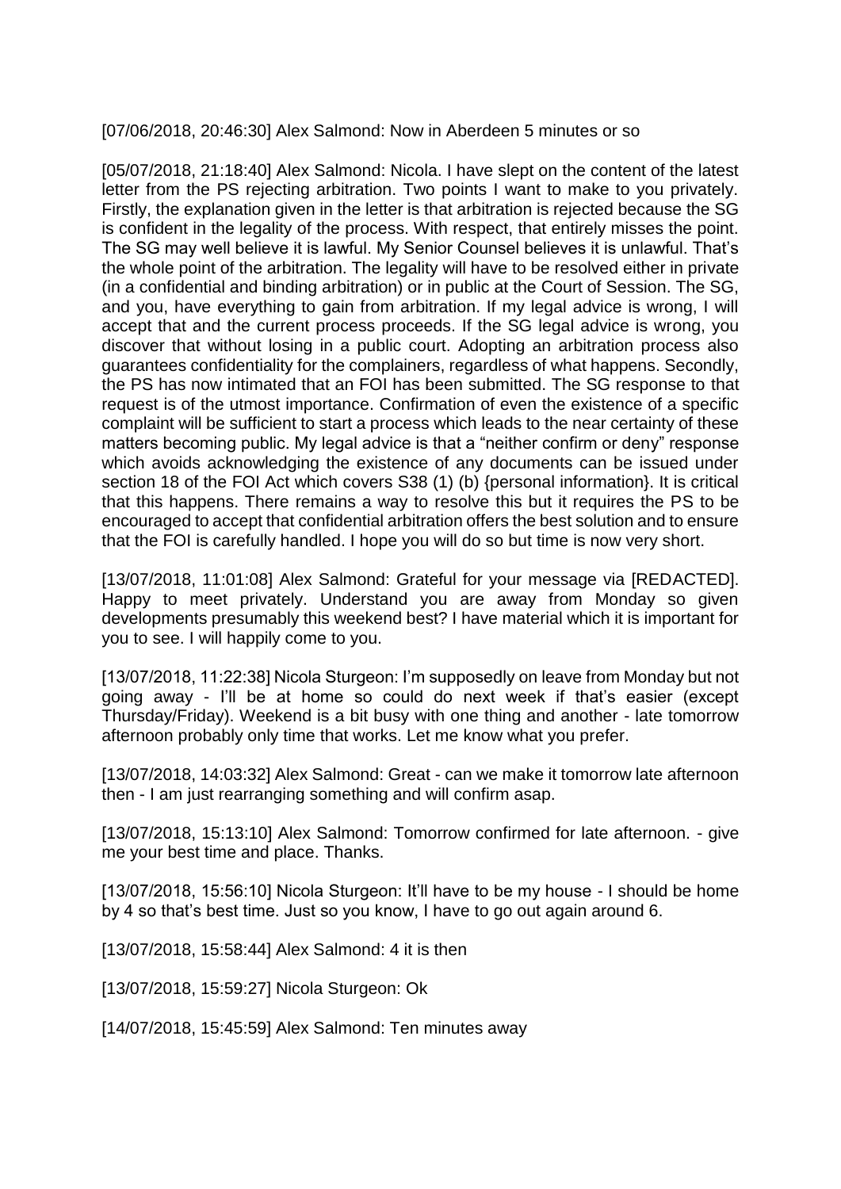[07/06/2018, 20:46:30] Alex Salmond: Now in Aberdeen 5 minutes or so

[05/07/2018, 21:18:40] Alex Salmond: Nicola. I have slept on the content of the latest letter from the PS rejecting arbitration. Two points I want to make to you privately. Firstly, the explanation given in the letter is that arbitration is rejected because the SG is confident in the legality of the process. With respect, that entirely misses the point. The SG may well believe it is lawful. My Senior Counsel believes it is unlawful. That's the whole point of the arbitration. The legality will have to be resolved either in private (in a confidential and binding arbitration) or in public at the Court of Session. The SG, and you, have everything to gain from arbitration. If my legal advice is wrong, I will accept that and the current process proceeds. If the SG legal advice is wrong, you discover that without losing in a public court. Adopting an arbitration process also guarantees confidentiality for the complainers, regardless of what happens. Secondly, the PS has now intimated that an FOI has been submitted. The SG response to that request is of the utmost importance. Confirmation of even the existence of a specific complaint will be sufficient to start a process which leads to the near certainty of these matters becoming public. My legal advice is that a "neither confirm or deny" response which avoids acknowledging the existence of any documents can be issued under section 18 of the FOI Act which covers S38 (1) (b) {personal information}. It is critical that this happens. There remains a way to resolve this but it requires the PS to be encouraged to accept that confidential arbitration offers the best solution and to ensure that the FOI is carefully handled. I hope you will do so but time is now very short.

[13/07/2018, 11:01:08] Alex Salmond: Grateful for your message via [REDACTED]. Happy to meet privately. Understand you are away from Monday so given developments presumably this weekend best? I have material which it is important for you to see. I will happily come to you.

[13/07/2018, 11:22:38] Nicola Sturgeon: I'm supposedly on leave from Monday but not going away - I'll be at home so could do next week if that's easier (except Thursday/Friday). Weekend is a bit busy with one thing and another - late tomorrow afternoon probably only time that works. Let me know what you prefer.

[13/07/2018, 14:03:32] Alex Salmond: Great - can we make it tomorrow late afternoon then - I am just rearranging something and will confirm asap.

[13/07/2018, 15:13:10] Alex Salmond: Tomorrow confirmed for late afternoon. - give me your best time and place. Thanks.

[13/07/2018, 15:56:10] Nicola Sturgeon: It'll have to be my house - I should be home by 4 so that's best time. Just so you know, I have to go out again around 6.

[13/07/2018, 15:58:44] Alex Salmond: 4 it is then

[13/07/2018, 15:59:27] Nicola Sturgeon: Ok

[14/07/2018, 15:45:59] Alex Salmond: Ten minutes away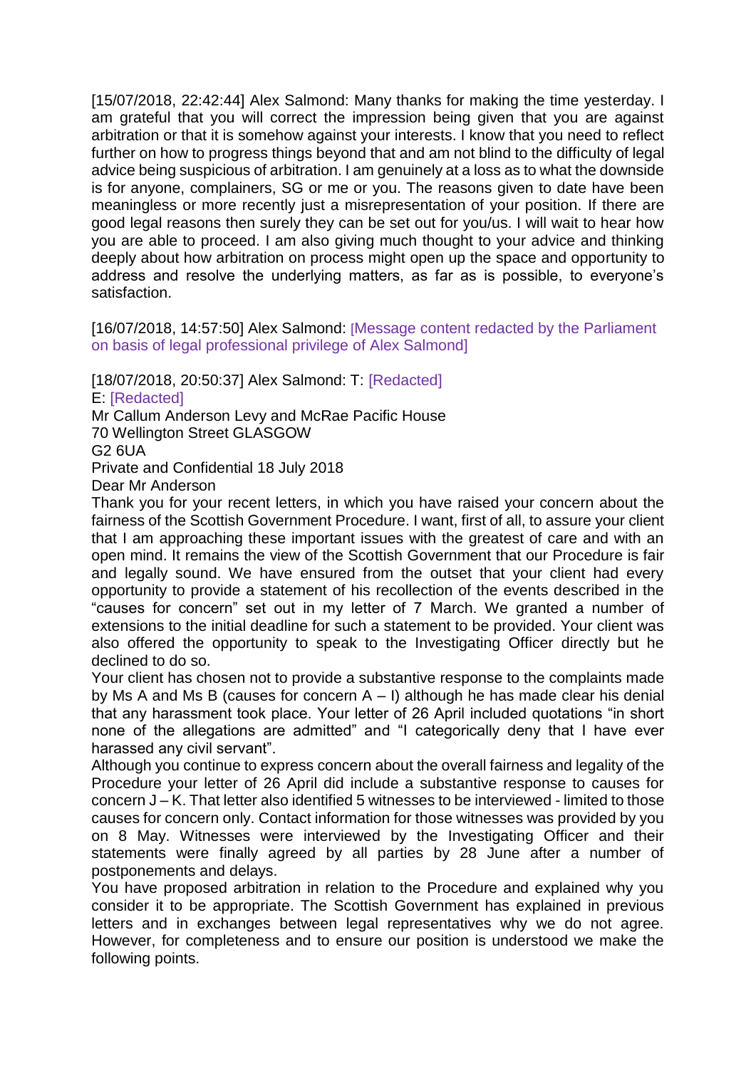[15/07/2018, 22:42:44] Alex Salmond: Many thanks for making the time yesterday. I am grateful that you will correct the impression being given that you are against arbitration or that it is somehow against your interests. I know that you need to reflect further on how to progress things beyond that and am not blind to the difficulty of legal advice being suspicious of arbitration. I am genuinely at a loss as to what the downside is for anyone, complainers, SG or me or you. The reasons given to date have been meaningless or more recently just a misrepresentation of your position. If there are good legal reasons then surely they can be set out for you/us. I will wait to hear how you are able to proceed. I am also giving much thought to your advice and thinking deeply about how arbitration on process might open up the space and opportunity to address and resolve the underlying matters, as far as is possible, to everyone's satisfaction.

[16/07/2018, 14:57:50] Alex Salmond: [Message content redacted by the Parliament on basis of legal professional privilege of Alex Salmond]

[18/07/2018, 20:50:37] Alex Salmond: T: [Redacted]
E: [Redacted]
Mr Callum Anderson Levy and McRae Pacific House
70 Wellington Street GLASGOW
G2 6UA
Private and Confidential 18 July 2018
Dear Mr Anderson
Thank you for your recent letters, in which you have raised your concern about the fairness of the Scottish Government Procedure. I want, first of all, to assure your client that I am approaching these important issues with the greatest of care and with an open mind. It remains the view of the Scottish Government that our Procedure is fair and legally sound. We have ensured from the outset that your client had every opportunity to provide a statement of his recollection of the events described in the "causes for concern" set out in my letter of 7 March. We granted a number of extensions to the initial deadline for such a statement to be provided. Your client was also offered the opportunity to speak to the Investigating Officer directly but he declined to do so.
Your client has chosen not to provide a substantive response to the complaints made by Ms A and Ms B (causes for concern A – I) although he has made clear his denial that any harassment took place. Your letter of 26 April included quotations "in short none of the allegations are admitted" and "I categorically deny that I have ever harassed any civil servant".
Although you continue to express concern about the overall fairness and legality of the Procedure your letter of 26 April did include a substantive response to causes for concern J – K. That letter also identified 5 witnesses to be interviewed - limited to those causes for concern only. Contact information for those witnesses was provided by you on 8 May. Witnesses were interviewed by the Investigating Officer and their statements were finally agreed by all parties by 28 June after a number of postponements and delays.
You have proposed arbitration in relation to the Procedure and explained why you consider it to be appropriate. The Scottish Government has explained in previous letters and in exchanges between legal representatives why we do not agree. However, for completeness and to ensure our position is understood we make the following points.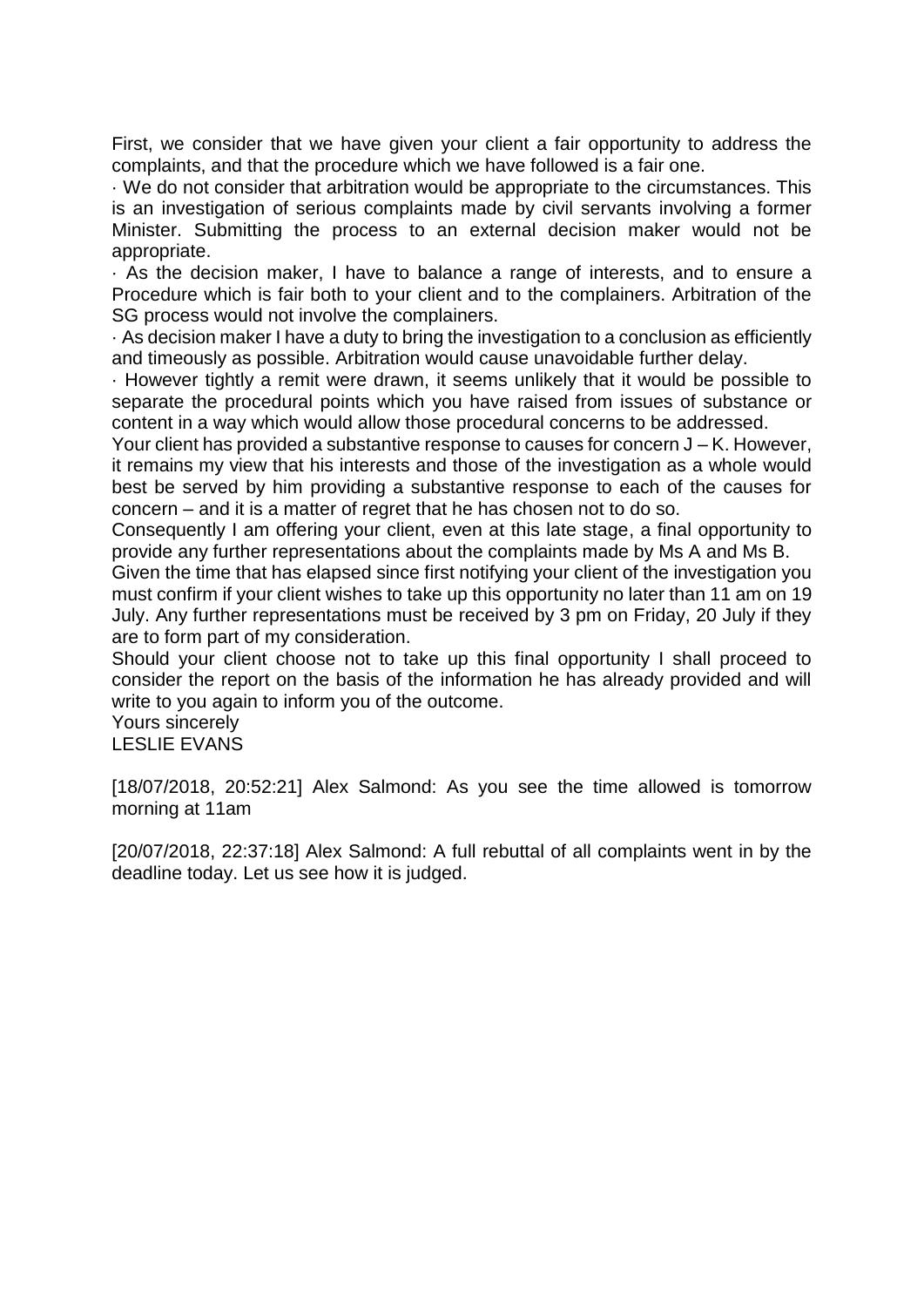First, we consider that we have given your client a fair opportunity to address the complaints, and that the procedure which we have followed is a fair one.

· We do not consider that arbitration would be appropriate to the circumstances. This is an investigation of serious complaints made by civil servants involving a former Minister. Submitting the process to an external decision maker would not be appropriate.

· As the decision maker, I have to balance a range of interests, and to ensure a Procedure which is fair both to your client and to the complainers. Arbitration of the SG process would not involve the complainers.

· As decision maker I have a duty to bring the investigation to a conclusion as efficiently and timeously as possible. Arbitration would cause unavoidable further delay.

· However tightly a remit were drawn, it seems unlikely that it would be possible to separate the procedural points which you have raised from issues of substance or content in a way which would allow those procedural concerns to be addressed.

Your client has provided a substantive response to causes for concern J – K. However, it remains my view that his interests and those of the investigation as a whole would best be served by him providing a substantive response to each of the causes for concern – and it is a matter of regret that he has chosen not to do so.

Consequently I am offering your client, even at this late stage, a final opportunity to provide any further representations about the complaints made by Ms A and Ms B.

Given the time that has elapsed since first notifying your client of the investigation you must confirm if your client wishes to take up this opportunity no later than 11 am on 19 July. Any further representations must be received by 3 pm on Friday, 20 July if they are to form part of my consideration.

Should your client choose not to take up this final opportunity I shall proceed to consider the report on the basis of the information he has already provided and will write to you again to inform you of the outcome.

Yours sincerely
LESLIE EVANS

[18/07/2018, 20:52:21] Alex Salmond: As you see the time allowed is tomorrow morning at 11am

[20/07/2018, 22:37:18] Alex Salmond: A full rebuttal of all complaints went in by the deadline today. Let us see how it is judged.